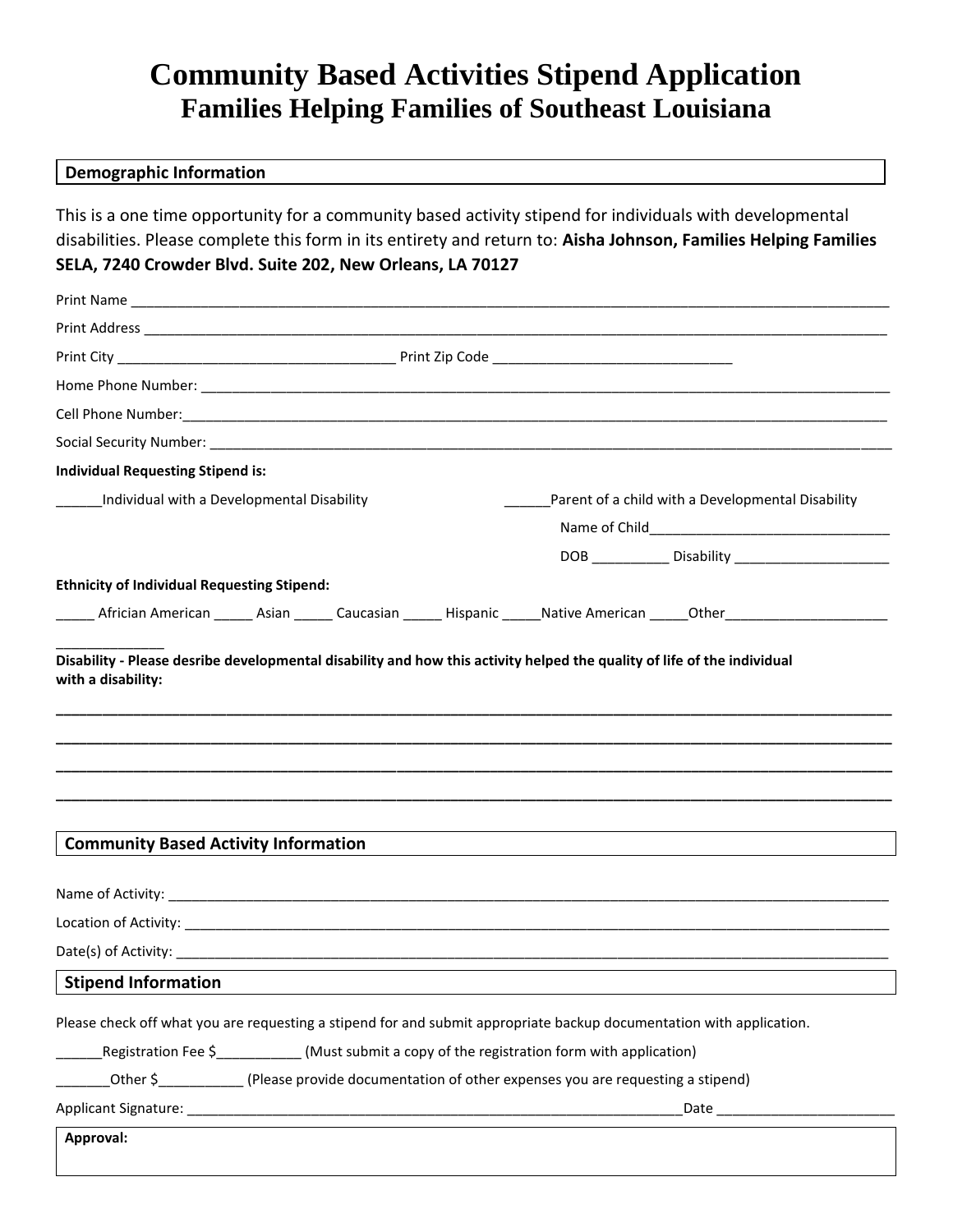# Community Based Activities Stipend Application
## Families Helping Families of Southeast Louisiana

**Demographic Information**

This is a one time opportunity for a community based activity stipend for individuals with developmental disabilities. Please complete this form in its entirety and return to: **Aisha Johnson, Families Helping Families SELA, 7240 Crowder Blvd. Suite 202, New Orleans, LA 70127**

Print Name ______________________________________________________________________________

Print Address ____________________________________________________________________________

Print City ___________________________________ Print Zip Code _______________________________

Home Phone Number: ______________________________________________________________________

Cell Phone Number:_______________________________________________________________________

Social Security Number: ____________________________________________________________________

**Individual Requesting Stipend is:**

______Individual with a Developmental Disability

______Parent of a child with a Developmental Disability

Name of Child_______________________________

DOB __________ Disability ____________________

**Ethnicity of Individual Requesting Stipend:**

_____ Africian American _____ Asian _____ Caucasian _____ Hispanic _____Native American _____Other_____________________ ______________

**Disability - Please desribe developmental disability and how this activity helped the quality of life of the individual with a disability:**

______________________________________________________________________________________

______________________________________________________________________________________

______________________________________________________________________________________

______________________________________________________________________________________

**Community Based Activity Information**

Name of Activity: _________________________________________________________________________

Location of Activity: _______________________________________________________________________

Date(s) of Activity: ________________________________________________________________________

**Stipend Information**

Please check off what you are requesting a stipend for and submit appropriate backup documentation with application.

______Registration Fee $___________ (Must submit a copy of the registration form with application)

_______Other $___________ (Please provide documentation of other expenses you are requesting a stipend)

Applicant Signature: ______________________________________________________________Date _______________________

**Approval:**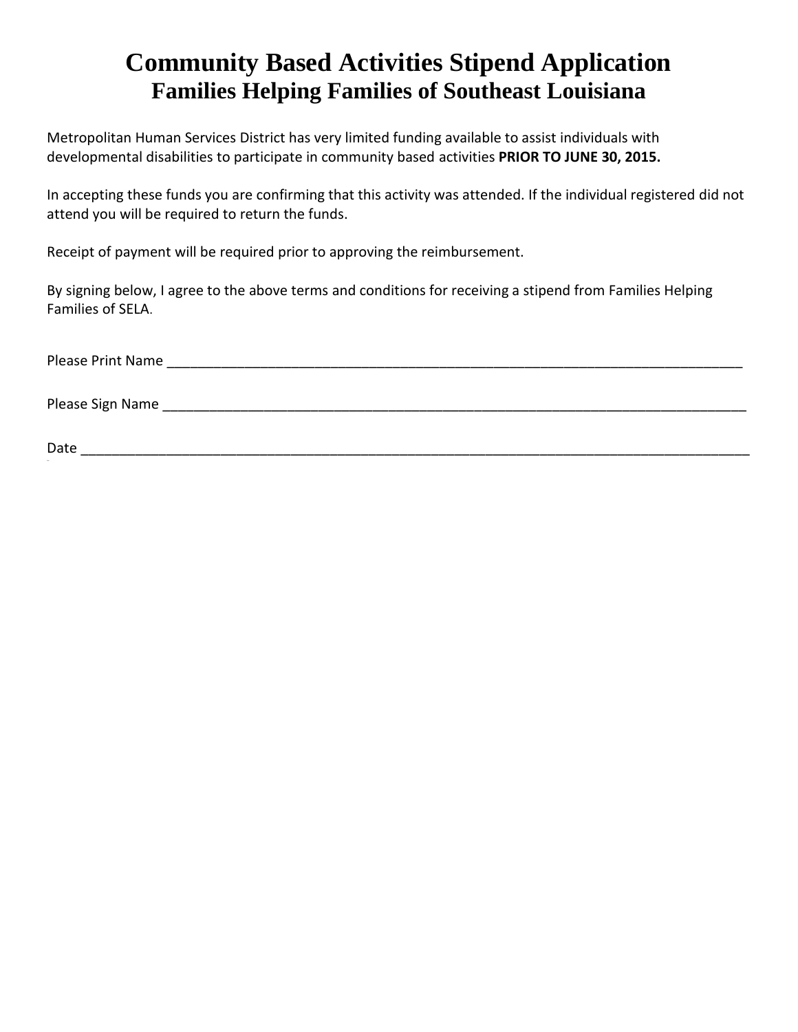# Community Based Activities Stipend Application
## Families Helping Families of Southeast Louisiana

Metropolitan Human Services District has very limited funding available to assist individuals with developmental disabilities to participate in community based activities **PRIOR TO JUNE 30, 2015.**

In accepting these funds you are confirming that this activity was attended. If the individual registered did not attend you will be required to return the funds.

Receipt of payment will be required prior to approving the reimbursement.

By signing below, I agree to the above terms and conditions for receiving a stipend from Families Helping Families of SELA.

Please Print Name ___________________________________________________________________________

Please Sign Name ____________________________________________________________________________

Date _________________________________________________________________________________________